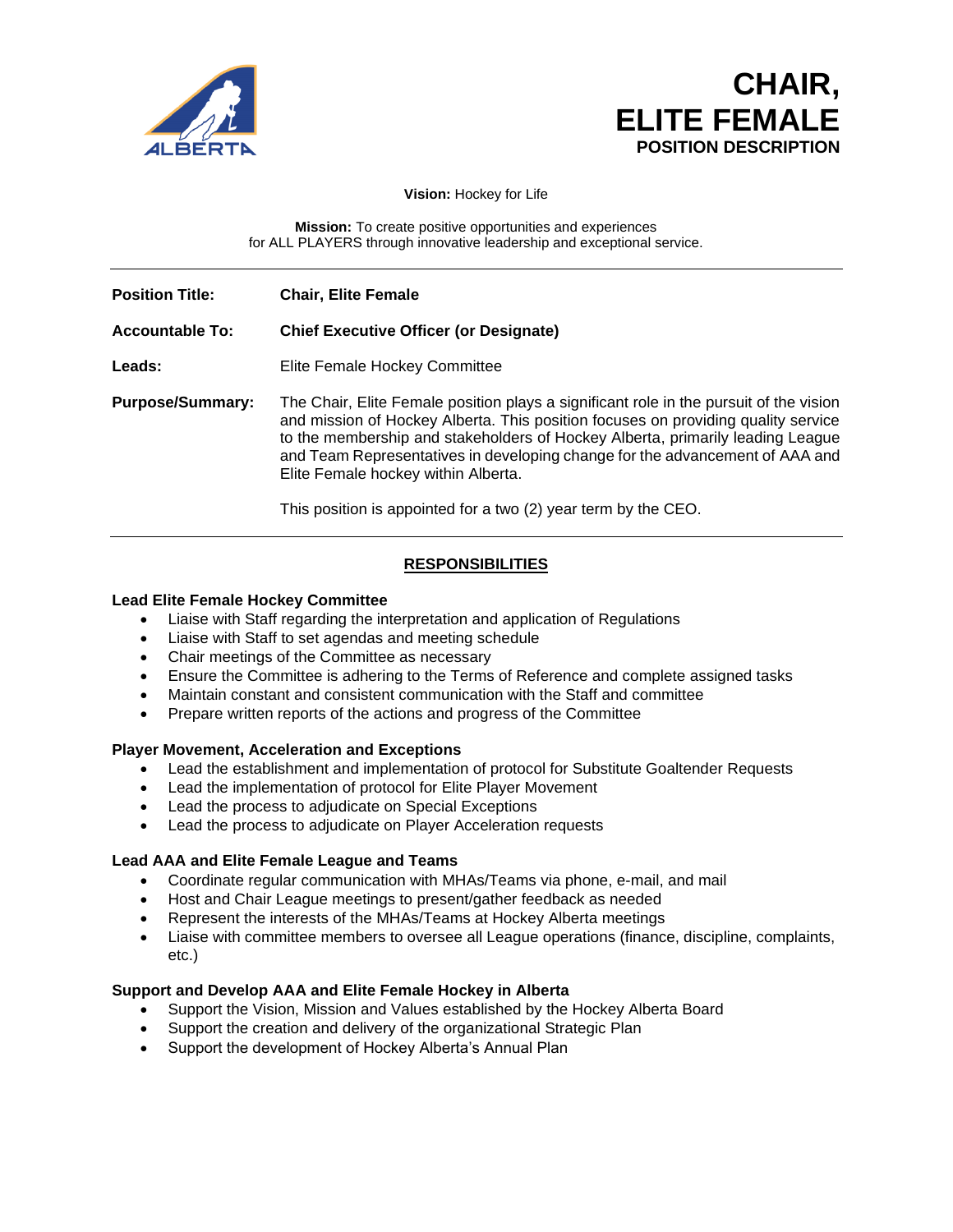# CHAIR, ELITE FEMALE

**POSITION DESCRIPTION**

**Vision:** Hockey for Life

**Mission:** To create positive opportunities and experiences for ALL PLAYERS through innovative leadership and exceptional service.

---

| | |
|---|---|
| **Position Title:** | **Chair, Elite Female** |
| **Accountable To:** | **Chief Executive Officer (or Designate)** |
| **Leads:** | Elite Female Hockey Committee |
| **Purpose/Summary:** | The Chair, Elite Female position plays a significant role in the pursuit of the vision and mission of Hockey Alberta. This position focuses on providing quality service to the membership and stakeholders of Hockey Alberta, primarily leading League and Team Representatives in developing change for the advancement of AAA and Elite Female hockey within Alberta.<br><br>This position is appointed for a two (2) year term by the CEO. |

---

## RESPONSIBILITIES

### Lead Elite Female Hockey Committee

- Liaise with Staff regarding the interpretation and application of Regulations
- Liaise with Staff to set agendas and meeting schedule
- Chair meetings of the Committee as necessary
- Ensure the Committee is adhering to the Terms of Reference and complete assigned tasks
- Maintain constant and consistent communication with the Staff and committee
- Prepare written reports of the actions and progress of the Committee

### Player Movement, Acceleration and Exceptions

- Lead the establishment and implementation of protocol for Substitute Goaltender Requests
- Lead the implementation of protocol for Elite Player Movement
- Lead the process to adjudicate on Special Exceptions
- Lead the process to adjudicate on Player Acceleration requests

### Lead AAA and Elite Female League and Teams

- Coordinate regular communication with MHAs/Teams via phone, e-mail, and mail
- Host and Chair League meetings to present/gather feedback as needed
- Represent the interests of the MHAs/Teams at Hockey Alberta meetings
- Liaise with committee members to oversee all League operations (finance, discipline, complaints, etc.)

### Support and Develop AAA and Elite Female Hockey in Alberta

- Support the Vision, Mission and Values established by the Hockey Alberta Board
- Support the creation and delivery of the organizational Strategic Plan
- Support the development of Hockey Alberta's Annual Plan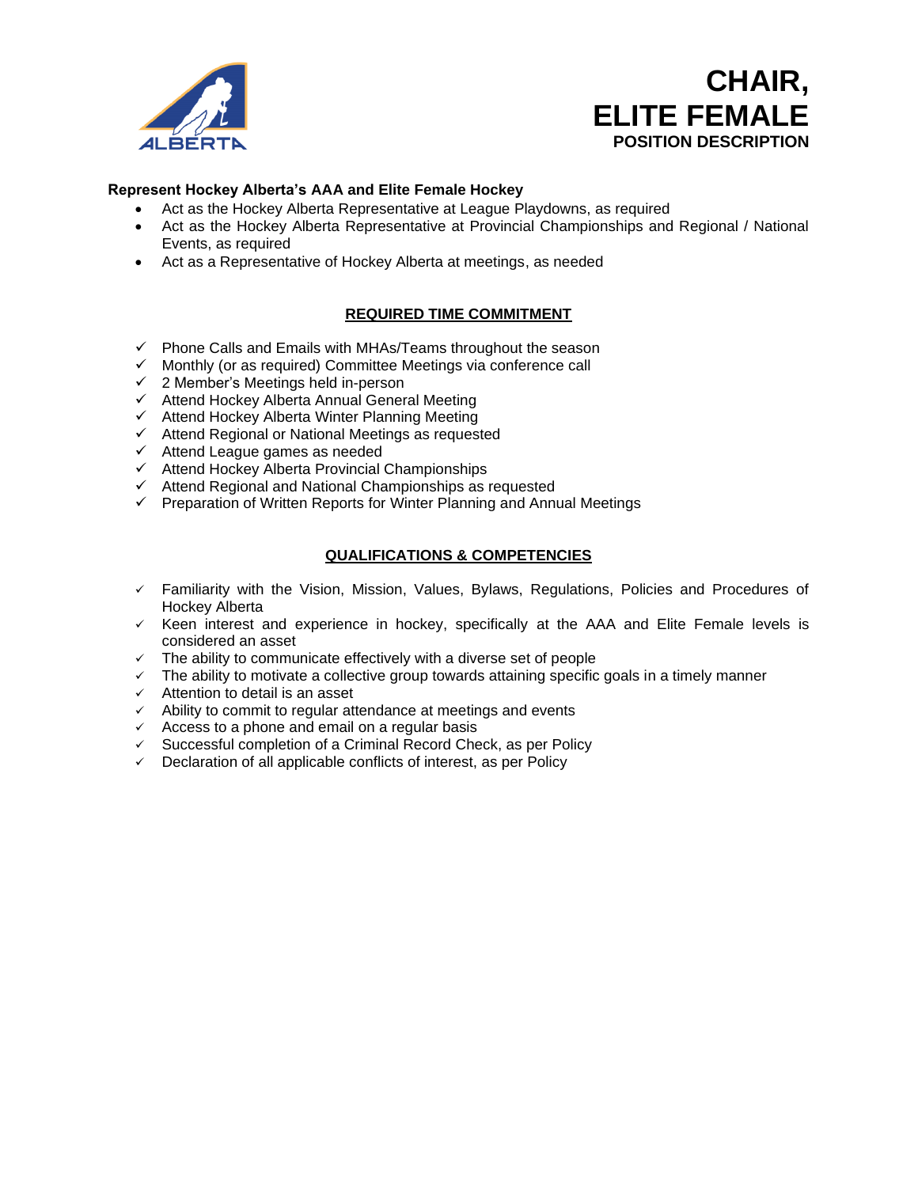# CHAIR, ELITE FEMALE
**POSITION DESCRIPTION**

**Represent Hockey Alberta's AAA and Elite Female Hockey**

- Act as the Hockey Alberta Representative at League Playdowns, as required
- Act as the Hockey Alberta Representative at Provincial Championships and Regional / National Events, as required
- Act as a Representative of Hockey Alberta at meetings, as needed

## REQUIRED TIME COMMITMENT

- ✓ Phone Calls and Emails with MHAs/Teams throughout the season
- ✓ Monthly (or as required) Committee Meetings via conference call
- ✓ 2 Member's Meetings held in-person
- ✓ Attend Hockey Alberta Annual General Meeting
- ✓ Attend Hockey Alberta Winter Planning Meeting
- ✓ Attend Regional or National Meetings as requested
- ✓ Attend League games as needed
- ✓ Attend Hockey Alberta Provincial Championships
- ✓ Attend Regional and National Championships as requested
- ✓ Preparation of Written Reports for Winter Planning and Annual Meetings

## QUALIFICATIONS & COMPETENCIES

- ✓ Familiarity with the Vision, Mission, Values, Bylaws, Regulations, Policies and Procedures of Hockey Alberta
- ✓ Keen interest and experience in hockey, specifically at the AAA and Elite Female levels is considered an asset
- ✓ The ability to communicate effectively with a diverse set of people
- ✓ The ability to motivate a collective group towards attaining specific goals in a timely manner
- ✓ Attention to detail is an asset
- ✓ Ability to commit to regular attendance at meetings and events
- ✓ Access to a phone and email on a regular basis
- ✓ Successful completion of a Criminal Record Check, as per Policy
- ✓ Declaration of all applicable conflicts of interest, as per Policy